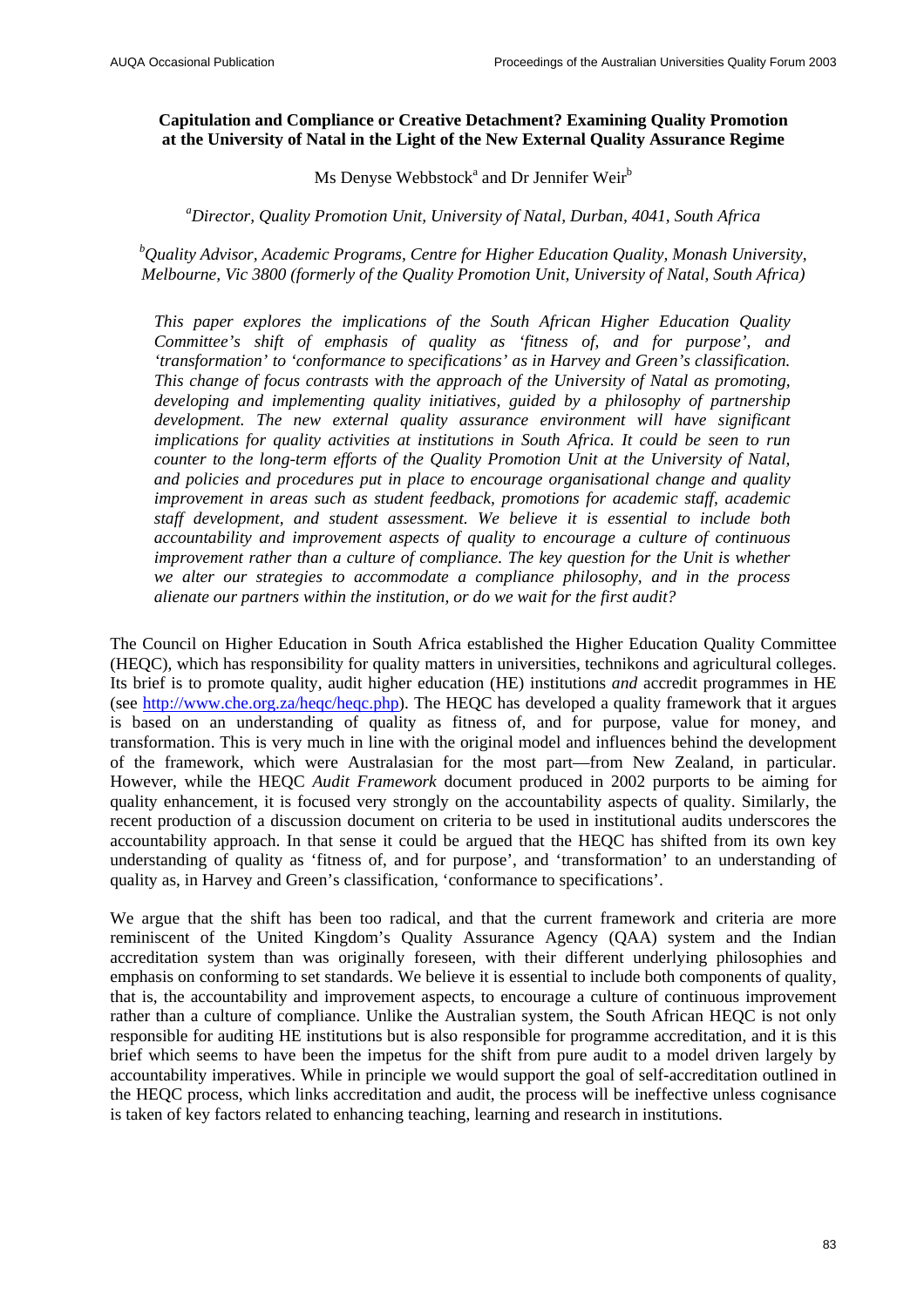# Capitulation and Compliance or Creative Detachment? Examining Quality Promotion at the University of Natal in the Light of the New External Quality Assurance Regime

Ms Denyse Webbstock[a] and Dr Jennifer Weir[b]

*[a]Director, Quality Promotion Unit, University of Natal, Durban, 4041, South Africa*

*[b]Quality Advisor, Academic Programs, Centre for Higher Education Quality, Monash University, Melbourne, Vic 3800 (formerly of the Quality Promotion Unit, University of Natal, South Africa)*

*This paper explores the implications of the South African Higher Education Quality Committee's shift of emphasis of quality as 'fitness of, and for purpose', and 'transformation' to 'conformance to specifications' as in Harvey and Green's classification. This change of focus contrasts with the approach of the University of Natal as promoting, developing and implementing quality initiatives, guided by a philosophy of partnership development. The new external quality assurance environment will have significant implications for quality activities at institutions in South Africa. It could be seen to run counter to the long-term efforts of the Quality Promotion Unit at the University of Natal, and policies and procedures put in place to encourage organisational change and quality improvement in areas such as student feedback, promotions for academic staff, academic staff development, and student assessment. We believe it is essential to include both accountability and improvement aspects of quality to encourage a culture of continuous improvement rather than a culture of compliance. The key question for the Unit is whether we alter our strategies to accommodate a compliance philosophy, and in the process alienate our partners within the institution, or do we wait for the first audit?*

The Council on Higher Education in South Africa established the Higher Education Quality Committee (HEQC), which has responsibility for quality matters in universities, technikons and agricultural colleges. Its brief is to promote quality, audit higher education (HE) institutions *and* accredit programmes in HE (see http://www.che.org.za/heqc/heqc.php). The HEQC has developed a quality framework that it argues is based on an understanding of quality as fitness of, and for purpose, value for money, and transformation. This is very much in line with the original model and influences behind the development of the framework, which were Australasian for the most part—from New Zealand, in particular. However, while the HEQC *Audit Framework* document produced in 2002 purports to be aiming for quality enhancement, it is focused very strongly on the accountability aspects of quality. Similarly, the recent production of a discussion document on criteria to be used in institutional audits underscores the accountability approach. In that sense it could be argued that the HEQC has shifted from its own key understanding of quality as 'fitness of, and for purpose', and 'transformation' to an understanding of quality as, in Harvey and Green's classification, 'conformance to specifications'.

We argue that the shift has been too radical, and that the current framework and criteria are more reminiscent of the United Kingdom's Quality Assurance Agency (QAA) system and the Indian accreditation system than was originally foreseen, with their different underlying philosophies and emphasis on conforming to set standards. We believe it is essential to include both components of quality, that is, the accountability and improvement aspects, to encourage a culture of continuous improvement rather than a culture of compliance. Unlike the Australian system, the South African HEQC is not only responsible for auditing HE institutions but is also responsible for programme accreditation, and it is this brief which seems to have been the impetus for the shift from pure audit to a model driven largely by accountability imperatives. While in principle we would support the goal of self-accreditation outlined in the HEQC process, which links accreditation and audit, the process will be ineffective unless cognisance is taken of key factors related to enhancing teaching, learning and research in institutions.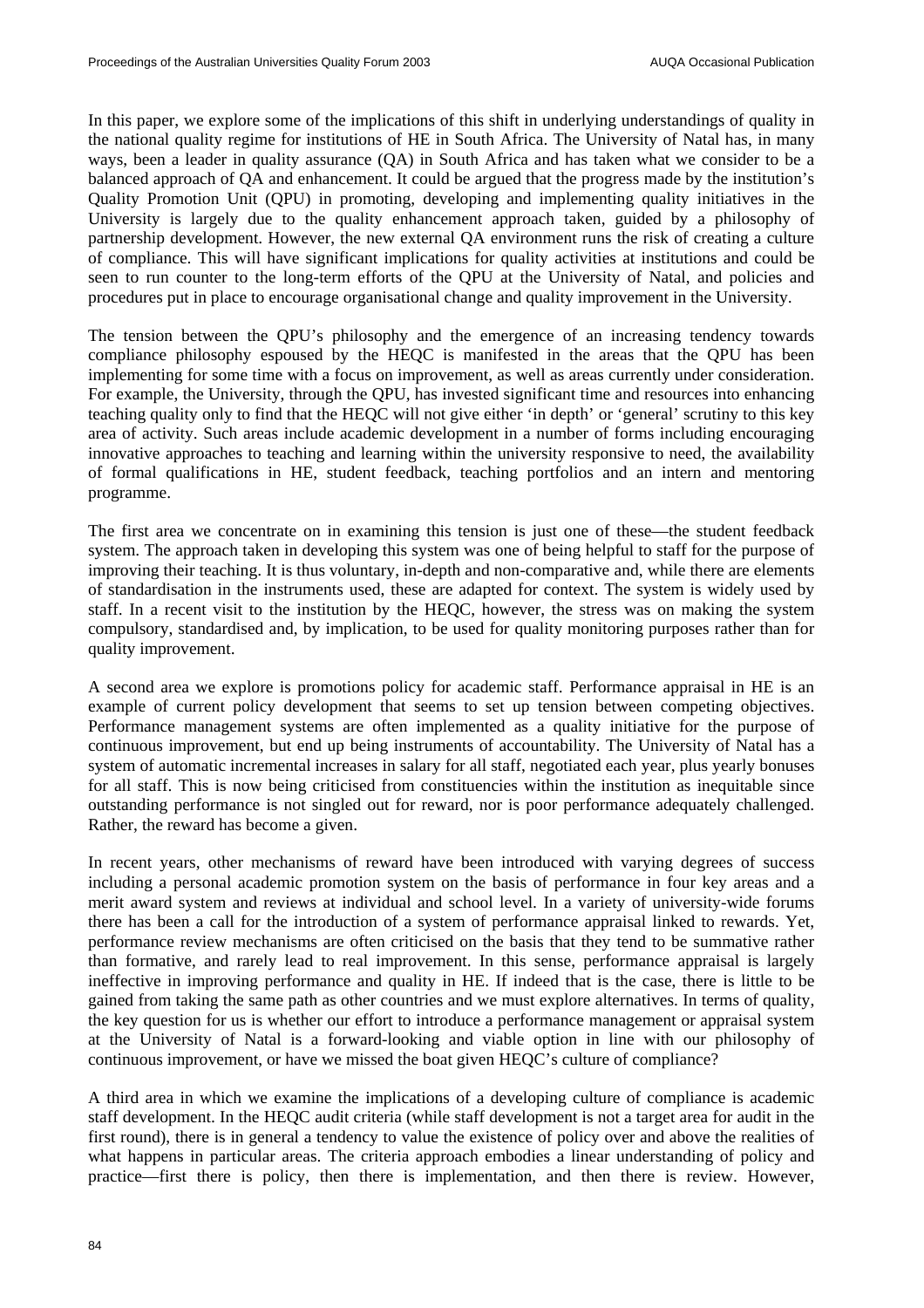In this paper, we explore some of the implications of this shift in underlying understandings of quality in the national quality regime for institutions of HE in South Africa. The University of Natal has, in many ways, been a leader in quality assurance (QA) in South Africa and has taken what we consider to be a balanced approach of QA and enhancement. It could be argued that the progress made by the institution's Quality Promotion Unit (QPU) in promoting, developing and implementing quality initiatives in the University is largely due to the quality enhancement approach taken, guided by a philosophy of partnership development. However, the new external QA environment runs the risk of creating a culture of compliance. This will have significant implications for quality activities at institutions and could be seen to run counter to the long-term efforts of the QPU at the University of Natal, and policies and procedures put in place to encourage organisational change and quality improvement in the University.

The tension between the QPU's philosophy and the emergence of an increasing tendency towards compliance philosophy espoused by the HEQC is manifested in the areas that the QPU has been implementing for some time with a focus on improvement, as well as areas currently under consideration. For example, the University, through the QPU, has invested significant time and resources into enhancing teaching quality only to find that the HEQC will not give either 'in depth' or 'general' scrutiny to this key area of activity. Such areas include academic development in a number of forms including encouraging innovative approaches to teaching and learning within the university responsive to need, the availability of formal qualifications in HE, student feedback, teaching portfolios and an intern and mentoring programme.

The first area we concentrate on in examining this tension is just one of these—the student feedback system. The approach taken in developing this system was one of being helpful to staff for the purpose of improving their teaching. It is thus voluntary, in-depth and non-comparative and, while there are elements of standardisation in the instruments used, these are adapted for context. The system is widely used by staff. In a recent visit to the institution by the HEQC, however, the stress was on making the system compulsory, standardised and, by implication, to be used for quality monitoring purposes rather than for quality improvement.

A second area we explore is promotions policy for academic staff. Performance appraisal in HE is an example of current policy development that seems to set up tension between competing objectives. Performance management systems are often implemented as a quality initiative for the purpose of continuous improvement, but end up being instruments of accountability. The University of Natal has a system of automatic incremental increases in salary for all staff, negotiated each year, plus yearly bonuses for all staff. This is now being criticised from constituencies within the institution as inequitable since outstanding performance is not singled out for reward, nor is poor performance adequately challenged. Rather, the reward has become a given.

In recent years, other mechanisms of reward have been introduced with varying degrees of success including a personal academic promotion system on the basis of performance in four key areas and a merit award system and reviews at individual and school level. In a variety of university-wide forums there has been a call for the introduction of a system of performance appraisal linked to rewards. Yet, performance review mechanisms are often criticised on the basis that they tend to be summative rather than formative, and rarely lead to real improvement. In this sense, performance appraisal is largely ineffective in improving performance and quality in HE. If indeed that is the case, there is little to be gained from taking the same path as other countries and we must explore alternatives. In terms of quality, the key question for us is whether our effort to introduce a performance management or appraisal system at the University of Natal is a forward-looking and viable option in line with our philosophy of continuous improvement, or have we missed the boat given HEQC's culture of compliance?

A third area in which we examine the implications of a developing culture of compliance is academic staff development. In the HEQC audit criteria (while staff development is not a target area for audit in the first round), there is in general a tendency to value the existence of policy over and above the realities of what happens in particular areas. The criteria approach embodies a linear understanding of policy and practice—first there is policy, then there is implementation, and then there is review. However,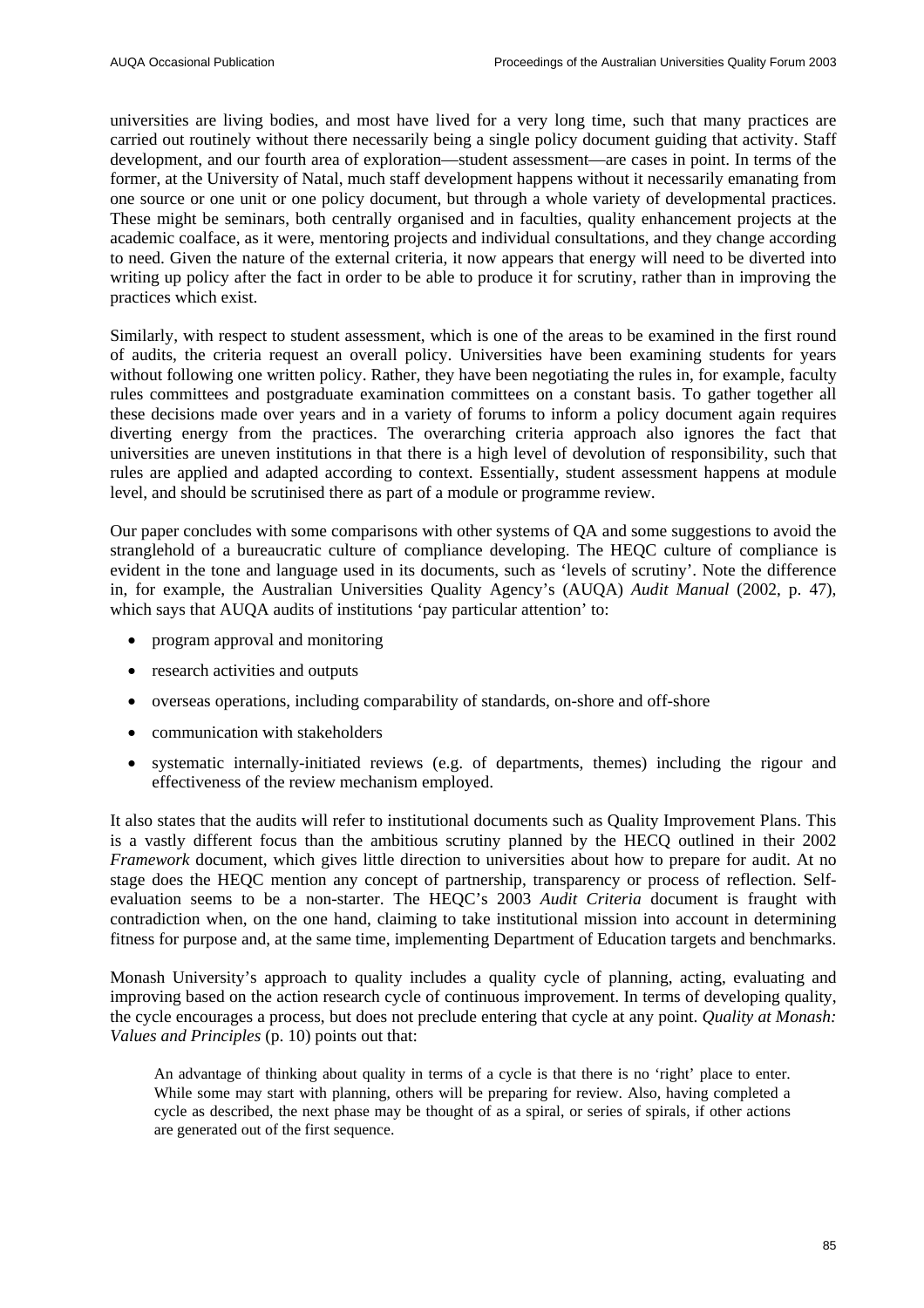universities are living bodies, and most have lived for a very long time, such that many practices are carried out routinely without there necessarily being a single policy document guiding that activity. Staff development, and our fourth area of exploration—student assessment—are cases in point. In terms of the former, at the University of Natal, much staff development happens without it necessarily emanating from one source or one unit or one policy document, but through a whole variety of developmental practices. These might be seminars, both centrally organised and in faculties, quality enhancement projects at the academic coalface, as it were, mentoring projects and individual consultations, and they change according to need. Given the nature of the external criteria, it now appears that energy will need to be diverted into writing up policy after the fact in order to be able to produce it for scrutiny, rather than in improving the practices which exist.

Similarly, with respect to student assessment, which is one of the areas to be examined in the first round of audits, the criteria request an overall policy. Universities have been examining students for years without following one written policy. Rather, they have been negotiating the rules in, for example, faculty rules committees and postgraduate examination committees on a constant basis. To gather together all these decisions made over years and in a variety of forums to inform a policy document again requires diverting energy from the practices. The overarching criteria approach also ignores the fact that universities are uneven institutions in that there is a high level of devolution of responsibility, such that rules are applied and adapted according to context. Essentially, student assessment happens at module level, and should be scrutinised there as part of a module or programme review.

Our paper concludes with some comparisons with other systems of QA and some suggestions to avoid the stranglehold of a bureaucratic culture of compliance developing. The HEQC culture of compliance is evident in the tone and language used in its documents, such as 'levels of scrutiny'. Note the difference in, for example, the Australian Universities Quality Agency's (AUQA) *Audit Manual* (2002, p. 47), which says that AUQA audits of institutions 'pay particular attention' to:

- program approval and monitoring
- research activities and outputs
- overseas operations, including comparability of standards, on-shore and off-shore
- communication with stakeholders
- systematic internally-initiated reviews (e.g. of departments, themes) including the rigour and effectiveness of the review mechanism employed.

It also states that the audits will refer to institutional documents such as Quality Improvement Plans. This is a vastly different focus than the ambitious scrutiny planned by the HECQ outlined in their 2002 *Framework* document, which gives little direction to universities about how to prepare for audit. At no stage does the HEQC mention any concept of partnership, transparency or process of reflection. Self-evaluation seems to be a non-starter. The HEQC's 2003 *Audit Criteria* document is fraught with contradiction when, on the one hand, claiming to take institutional mission into account in determining fitness for purpose and, at the same time, implementing Department of Education targets and benchmarks.

Monash University's approach to quality includes a quality cycle of planning, acting, evaluating and improving based on the action research cycle of continuous improvement. In terms of developing quality, the cycle encourages a process, but does not preclude entering that cycle at any point. *Quality at Monash: Values and Principles* (p. 10) points out that:

> An advantage of thinking about quality in terms of a cycle is that there is no 'right' place to enter. While some may start with planning, others will be preparing for review. Also, having completed a cycle as described, the next phase may be thought of as a spiral, or series of spirals, if other actions are generated out of the first sequence.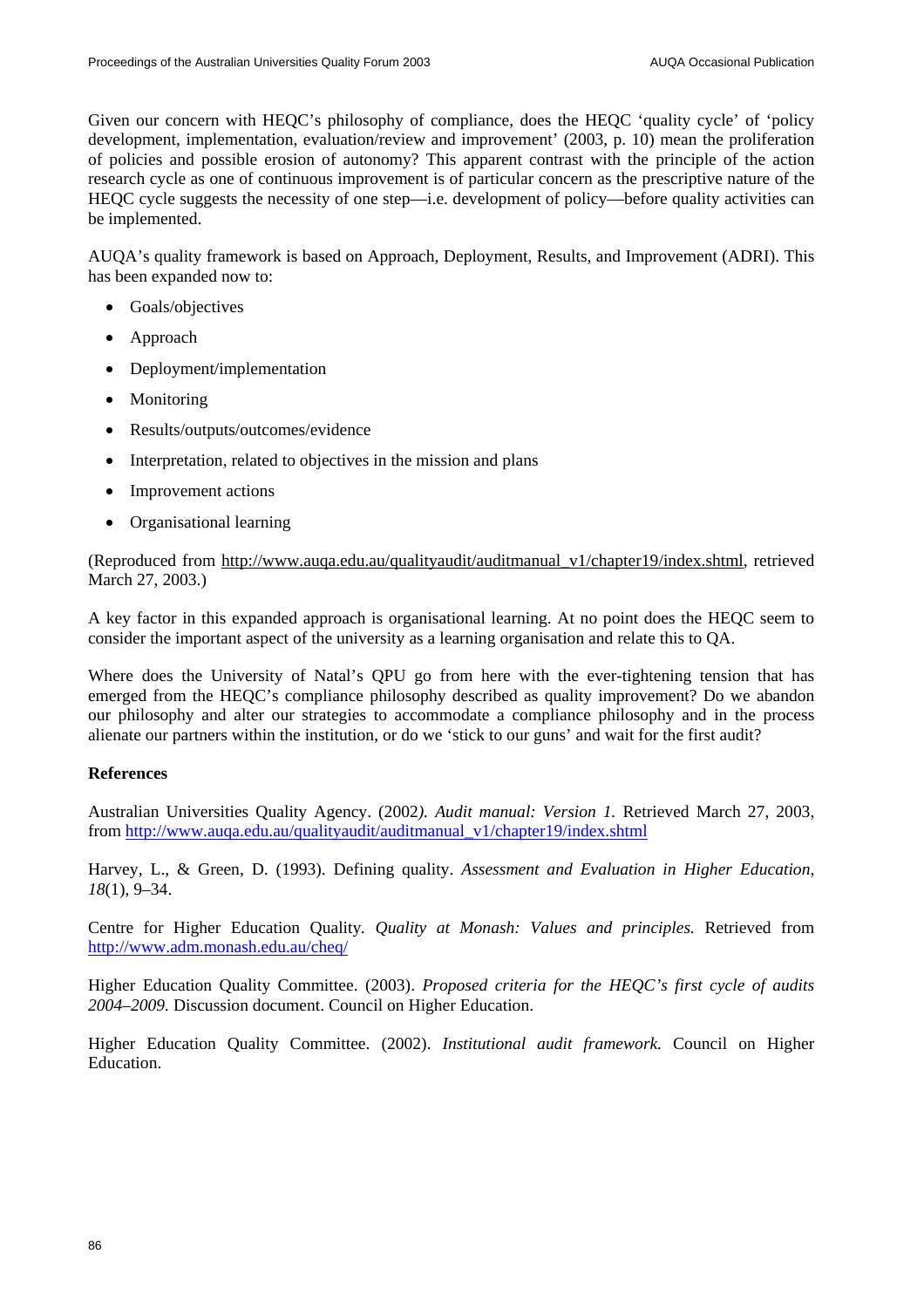Given our concern with HEQC's philosophy of compliance, does the HEQC 'quality cycle' of 'policy development, implementation, evaluation/review and improvement' (2003, p. 10) mean the proliferation of policies and possible erosion of autonomy? This apparent contrast with the principle of the action research cycle as one of continuous improvement is of particular concern as the prescriptive nature of the HEQC cycle suggests the necessity of one step—i.e. development of policy—before quality activities can be implemented.

AUQA's quality framework is based on Approach, Deployment, Results, and Improvement (ADRI). This has been expanded now to:

- Goals/objectives
- Approach
- Deployment/implementation
- Monitoring
- Results/outputs/outcomes/evidence
- Interpretation, related to objectives in the mission and plans
- Improvement actions
- Organisational learning

(Reproduced from http://www.auqa.edu.au/qualityaudit/auditmanual_v1/chapter19/index.shtml, retrieved March 27, 2003.)

A key factor in this expanded approach is organisational learning. At no point does the HEQC seem to consider the important aspect of the university as a learning organisation and relate this to QA.

Where does the University of Natal's QPU go from here with the ever-tightening tension that has emerged from the HEQC's compliance philosophy described as quality improvement? Do we abandon our philosophy and alter our strategies to accommodate a compliance philosophy and in the process alienate our partners within the institution, or do we 'stick to our guns' and wait for the first audit?

## References

Australian Universities Quality Agency. (2002). *Audit manual: Version 1.* Retrieved March 27, 2003, from http://www.auqa.edu.au/qualityaudit/auditmanual_v1/chapter19/index.shtml

Harvey, L., & Green, D. (1993). Defining quality. *Assessment and Evaluation in Higher Education*, *18*(1), 9–34.

Centre for Higher Education Quality. *Quality at Monash: Values and principles.* Retrieved from http://www.adm.monash.edu.au/cheq/

Higher Education Quality Committee. (2003). *Proposed criteria for the HEQC's first cycle of audits 2004–2009*. Discussion document. Council on Higher Education.

Higher Education Quality Committee. (2002). *Institutional audit framework.* Council on Higher Education.